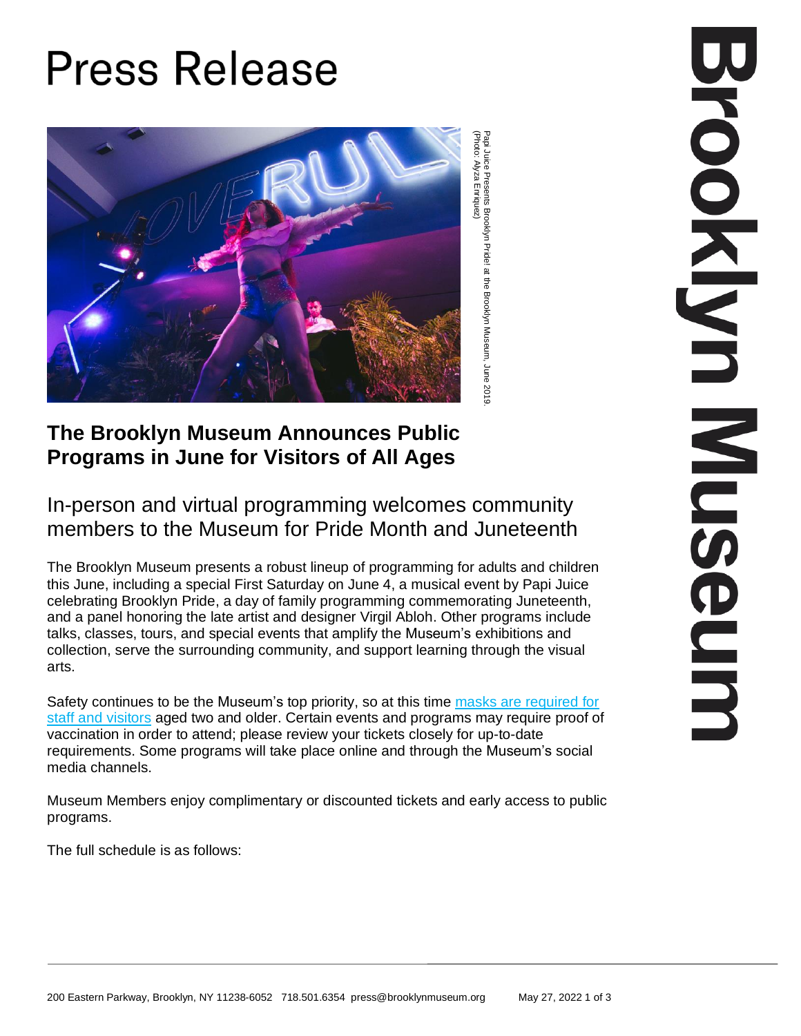# Press Release

Papi Juice Presents Brooklyn Pride! at the Brooklyn Museum, June 2019. (Photo: Alyza Enriquez)

## The Brooklyn Museum Announces Public Programs in June for Visitors of All Ages

### In-person and virtual programming welcomes community members to the Museum for Pride Month and Juneteenth

The Brooklyn Museum presents a robust lineup of programming for adults and children this June, including a special First Saturday on June 4, a musical event by Papi Juice celebrating Brooklyn Pride, a day of family programming commemorating Juneteenth, and a panel honoring the late artist and designer Virgil Abloh. Other programs include talks, classes, tours, and special events that amplify the Museum's exhibitions and collection, serve the surrounding community, and support learning through the visual arts.

Safety continues to be the Museum's top priority, so at this time masks are required for staff and visitors aged two and older. Certain events and programs may require proof of vaccination in order to attend; please review your tickets closely for up-to-date requirements. Some programs will take place online and through the Museum's social media channels.

Museum Members enjoy complimentary or discounted tickets and early access to public programs.

The full schedule is as follows: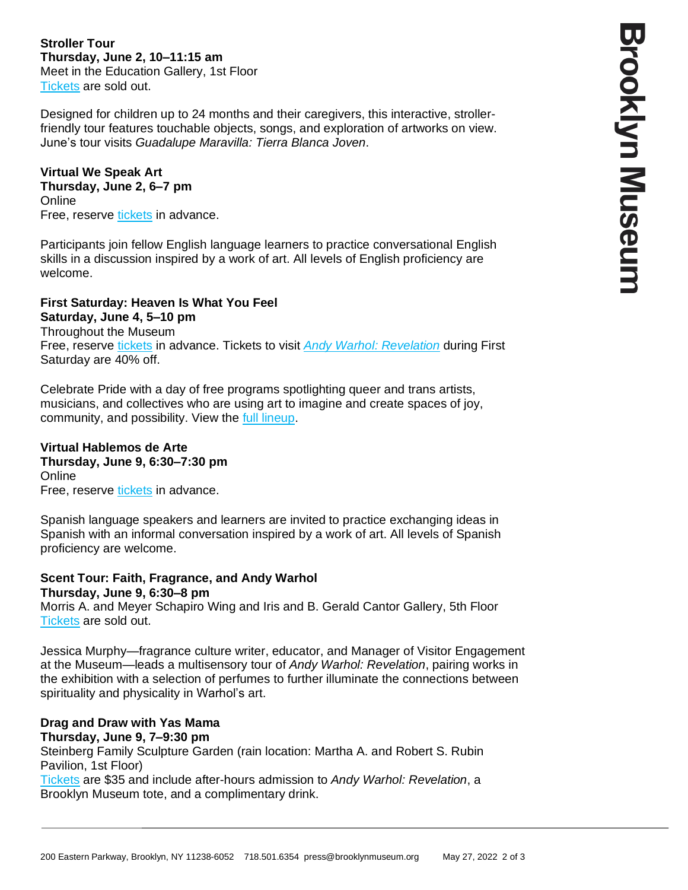**Stroller Tour**
**Thursday, June 2, 10–11:15 am**
Meet in the Education Gallery, 1st Floor
Tickets are sold out.

Designed for children up to 24 months and their caregivers, this interactive, stroller-friendly tour features touchable objects, songs, and exploration of artworks on view. June's tour visits *Guadalupe Maravilla: Tierra Blanca Joven*.

**Virtual We Speak Art**
**Thursday, June 2, 6–7 pm**
Online
Free, reserve tickets in advance.

Participants join fellow English language learners to practice conversational English skills in a discussion inspired by a work of art. All levels of English proficiency are welcome.

**First Saturday: Heaven Is What You Feel**
**Saturday, June 4, 5–10 pm**
Throughout the Museum
Free, reserve tickets in advance. Tickets to visit *Andy Warhol: Revelation* during First Saturday are 40% off.

Celebrate Pride with a day of free programs spotlighting queer and trans artists, musicians, and collectives who are using art to imagine and create spaces of joy, community, and possibility. View the full lineup.

**Virtual Hablemos de Arte**
**Thursday, June 9, 6:30–7:30 pm**
Online
Free, reserve tickets in advance.

Spanish language speakers and learners are invited to practice exchanging ideas in Spanish with an informal conversation inspired by a work of art. All levels of Spanish proficiency are welcome.

**Scent Tour: Faith, Fragrance, and Andy Warhol**
**Thursday, June 9, 6:30–8 pm**
Morris A. and Meyer Schapiro Wing and Iris and B. Gerald Cantor Gallery, 5th Floor
Tickets are sold out.

Jessica Murphy—fragrance culture writer, educator, and Manager of Visitor Engagement at the Museum—leads a multisensory tour of *Andy Warhol: Revelation*, pairing works in the exhibition with a selection of perfumes to further illuminate the connections between spirituality and physicality in Warhol's art.

**Drag and Draw with Yas Mama**
**Thursday, June 9, 7–9:30 pm**
Steinberg Family Sculpture Garden (rain location: Martha A. and Robert S. Rubin Pavilion, 1st Floor)
Tickets are $35 and include after-hours admission to *Andy Warhol: Revelation*, a Brooklyn Museum tote, and a complimentary drink.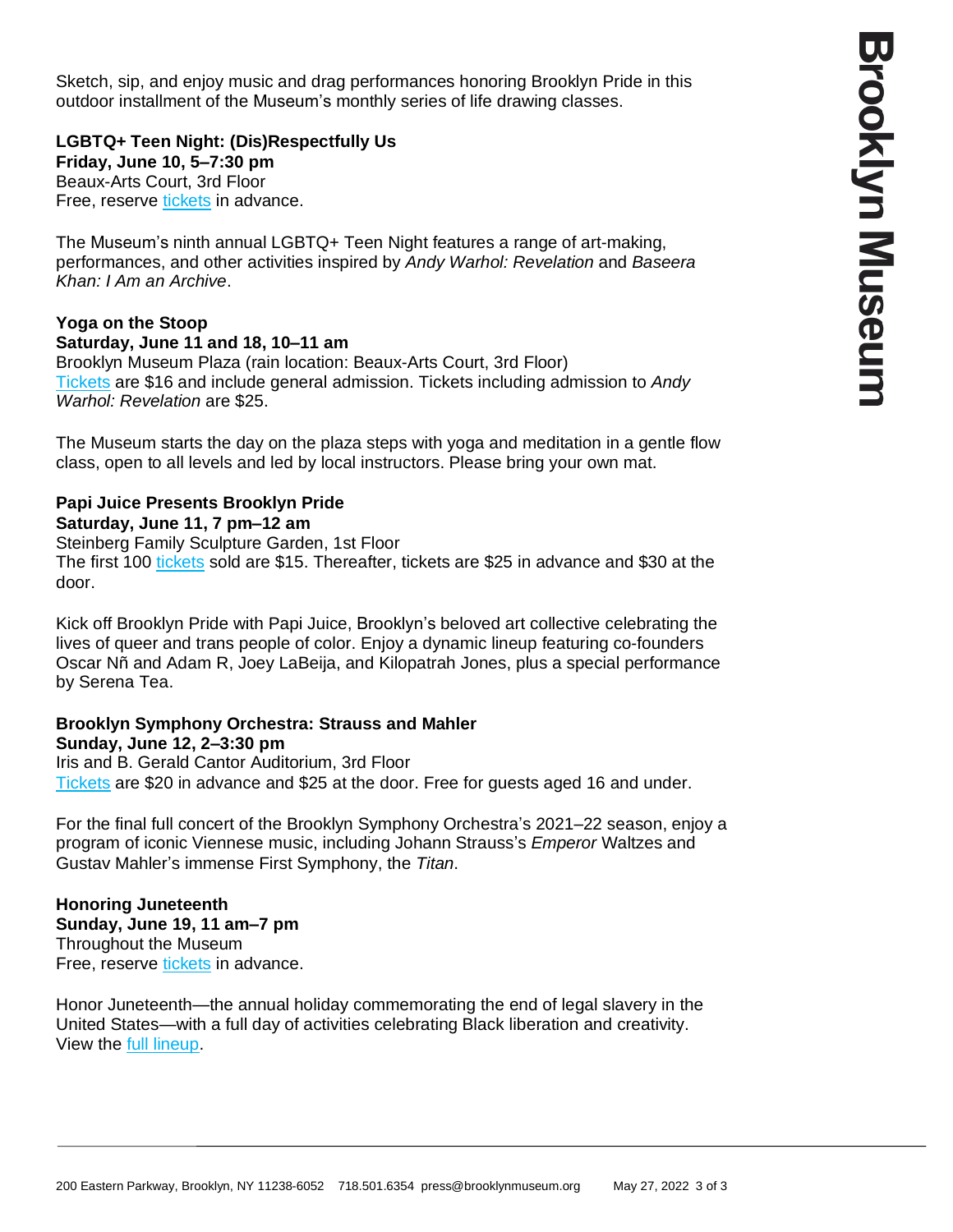Sketch, sip, and enjoy music and drag performances honoring Brooklyn Pride in this outdoor installment of the Museum's monthly series of life drawing classes.

**LGBTQ+ Teen Night: (Dis)Respectfully Us**
**Friday, June 10, 5–7:30 pm**
Beaux-Arts Court, 3rd Floor
Free, reserve tickets in advance.

The Museum's ninth annual LGBTQ+ Teen Night features a range of art-making, performances, and other activities inspired by *Andy Warhol: Revelation* and *Baseera Khan: I Am an Archive*.

**Yoga on the Stoop**
**Saturday, June 11 and 18, 10–11 am**
Brooklyn Museum Plaza (rain location: Beaux-Arts Court, 3rd Floor)
Tickets are $16 and include general admission. Tickets including admission to *Andy Warhol: Revelation* are $25.

The Museum starts the day on the plaza steps with yoga and meditation in a gentle flow class, open to all levels and led by local instructors. Please bring your own mat.

**Papi Juice Presents Brooklyn Pride**
**Saturday, June 11, 7 pm–12 am**
Steinberg Family Sculpture Garden, 1st Floor
The first 100 tickets sold are $15. Thereafter, tickets are $25 in advance and $30 at the door.

Kick off Brooklyn Pride with Papi Juice, Brooklyn's beloved art collective celebrating the lives of queer and trans people of color. Enjoy a dynamic lineup featuring co-founders Oscar Nñ and Adam R, Joey LaBeija, and Kilopatrah Jones, plus a special performance by Serena Tea.

**Brooklyn Symphony Orchestra: Strauss and Mahler**
**Sunday, June 12, 2–3:30 pm**
Iris and B. Gerald Cantor Auditorium, 3rd Floor
Tickets are $20 in advance and $25 at the door. Free for guests aged 16 and under.

For the final full concert of the Brooklyn Symphony Orchestra's 2021–22 season, enjoy a program of iconic Viennese music, including Johann Strauss's *Emperor* Waltzes and Gustav Mahler's immense First Symphony, the *Titan*.

**Honoring Juneteenth**
**Sunday, June 19, 11 am–7 pm**
Throughout the Museum
Free, reserve tickets in advance.

Honor Juneteenth—the annual holiday commemorating the end of legal slavery in the United States—with a full day of activities celebrating Black liberation and creativity. View the full lineup.

200 Eastern Parkway, Brooklyn, NY 11238-6052 718.501.6354 press@brooklynmuseum.org May 27, 2022